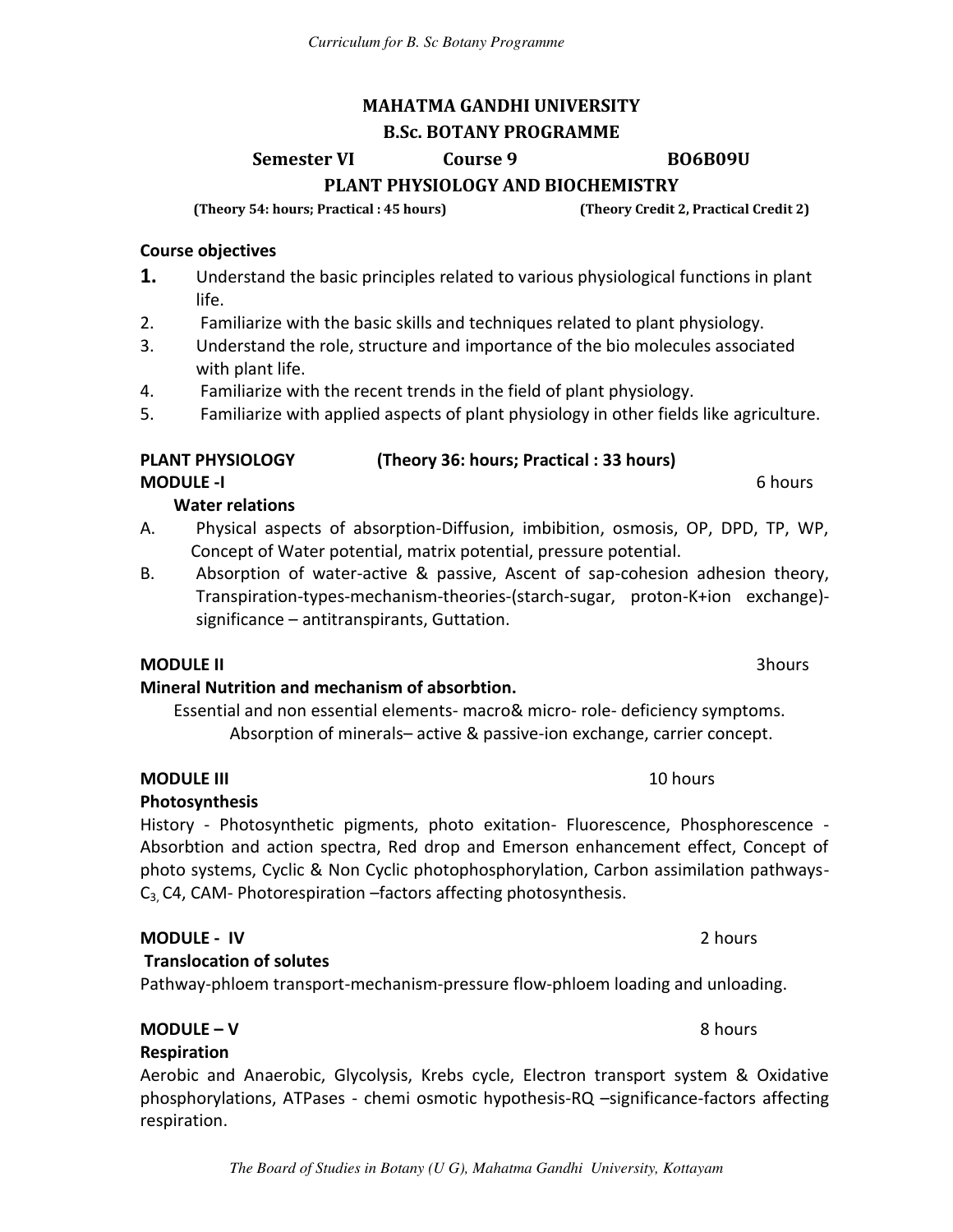# MAHATMA GANDHI UNIVERSITY

## B.Sc. BOTANY PROGRAMME

**Semester VI** **Course 9** **BO6B09U**

## PLANT PHYSIOLOGY AND BIOCHEMISTRY

**(Theory 54: hours; Practical : 45 hours)** **(Theory Credit 2, Practical Credit 2)**

### Course objectives

1. Understand the basic principles related to various physiological functions in plant life.
2. Familiarize with the basic skills and techniques related to plant physiology.
3. Understand the role, structure and importance of the bio molecules associated with plant life.
4. Familiarize with the recent trends in the field of plant physiology.
5. Familiarize with applied aspects of plant physiology in other fields like agriculture.

### PLANT PHYSIOLOGY (Theory 36: hours; Practical : 33 hours)

### MODULE -I 6 hours

**Water relations**

A. Physical aspects of absorption-Diffusion, imbibition, osmosis, OP, DPD, TP, WP, Concept of Water potential, matrix potential, pressure potential.

B. Absorption of water-active & passive, Ascent of sap-cohesion adhesion theory, Transpiration-types-mechanism-theories-(starch-sugar, proton-K+ion exchange)-significance – antitranspirants, Guttation.

### MODULE II 3hours

**Mineral Nutrition and mechanism of absorbtion.**

Essential and non essential elements- macro& micro- role- deficiency symptoms. Absorption of minerals– active & passive-ion exchange, carrier concept.

### MODULE III 10 hours

**Photosynthesis**

History - Photosynthetic pigments, photo exitation- Fluorescence, Phosphorescence - Absorbtion and action spectra, Red drop and Emerson enhancement effect, Concept of photo systems, Cyclic & Non Cyclic photophosphorylation, Carbon assimilation pathways- $C_3$, C4, CAM- Photorespiration –factors affecting photosynthesis.

### MODULE - IV 2 hours

**Translocation of solutes**

Pathway-phloem transport-mechanism-pressure flow-phloem loading and unloading.

### MODULE – V 8 hours

**Respiration**

Aerobic and Anaerobic, Glycolysis, Krebs cycle, Electron transport system & Oxidative phosphorylations, ATPases - chemi osmotic hypothesis-RQ –significance-factors affecting respiration.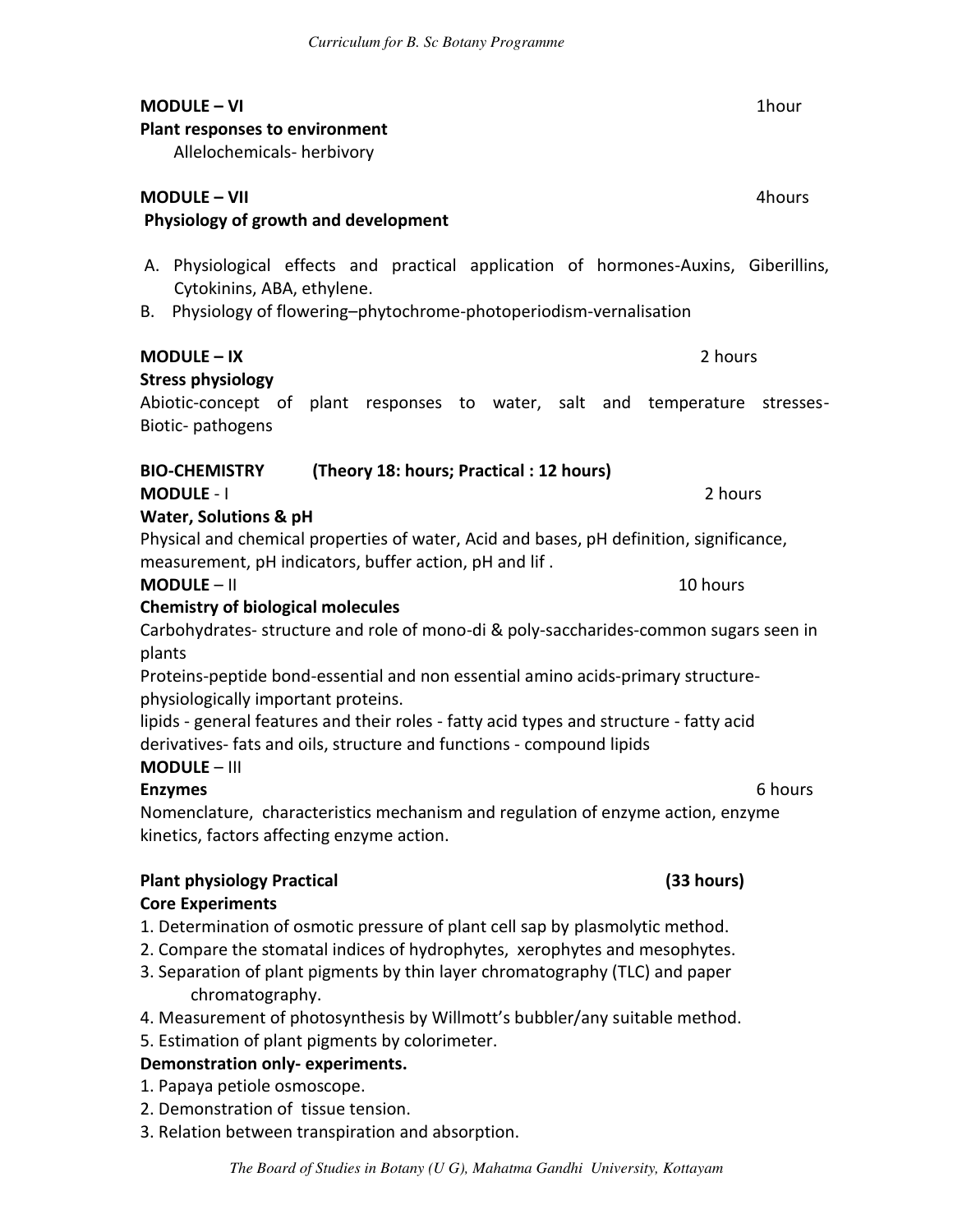**MODULE – VI** 1hour

**Plant responses to environment**

Allelochemicals- herbivory

**MODULE – VII** 4hours

**Physiology of growth and development**

A. Physiological effects and practical application of hormones-Auxins, Giberillins, Cytokinins, ABA, ethylene.
B. Physiology of flowering–phytochrome-photoperiodism-vernalisation

**MODULE – IX** 2 hours

**Stress physiology**

Abiotic-concept of plant responses to water, salt and temperature stresses-Biotic- pathogens

**BIO-CHEMISTRY (Theory 18: hours; Practical : 12 hours)**

**MODULE** - I 2 hours

**Water, Solutions & pH**

Physical and chemical properties of water, Acid and bases, pH definition, significance, measurement, pH indicators, buffer action, pH and lif .

**MODULE** – II 10 hours

**Chemistry of biological molecules**

Carbohydrates- structure and role of mono-di & poly-saccharides-common sugars seen in plants

Proteins-peptide bond-essential and non essential amino acids-primary structure-physiologically important proteins.

lipids - general features and their roles - fatty acid types and structure - fatty acid derivatives- fats and oils, structure and functions - compound lipids

**MODULE** – III

**Enzymes** 6 hours

Nomenclature, characteristics mechanism and regulation of enzyme action, enzyme kinetics, factors affecting enzyme action.

**Plant physiology Practical (33 hours)**

**Core Experiments**

1. Determination of osmotic pressure of plant cell sap by plasmolytic method.
2. Compare the stomatal indices of hydrophytes, xerophytes and mesophytes.
3. Separation of plant pigments by thin layer chromatography (TLC) and paper chromatography.
4. Measurement of photosynthesis by Willmott's bubbler/any suitable method.
5. Estimation of plant pigments by colorimeter.

**Demonstration only- experiments.**

1. Papaya petiole osmoscope.
2. Demonstration of tissue tension.
3. Relation between transpiration and absorption.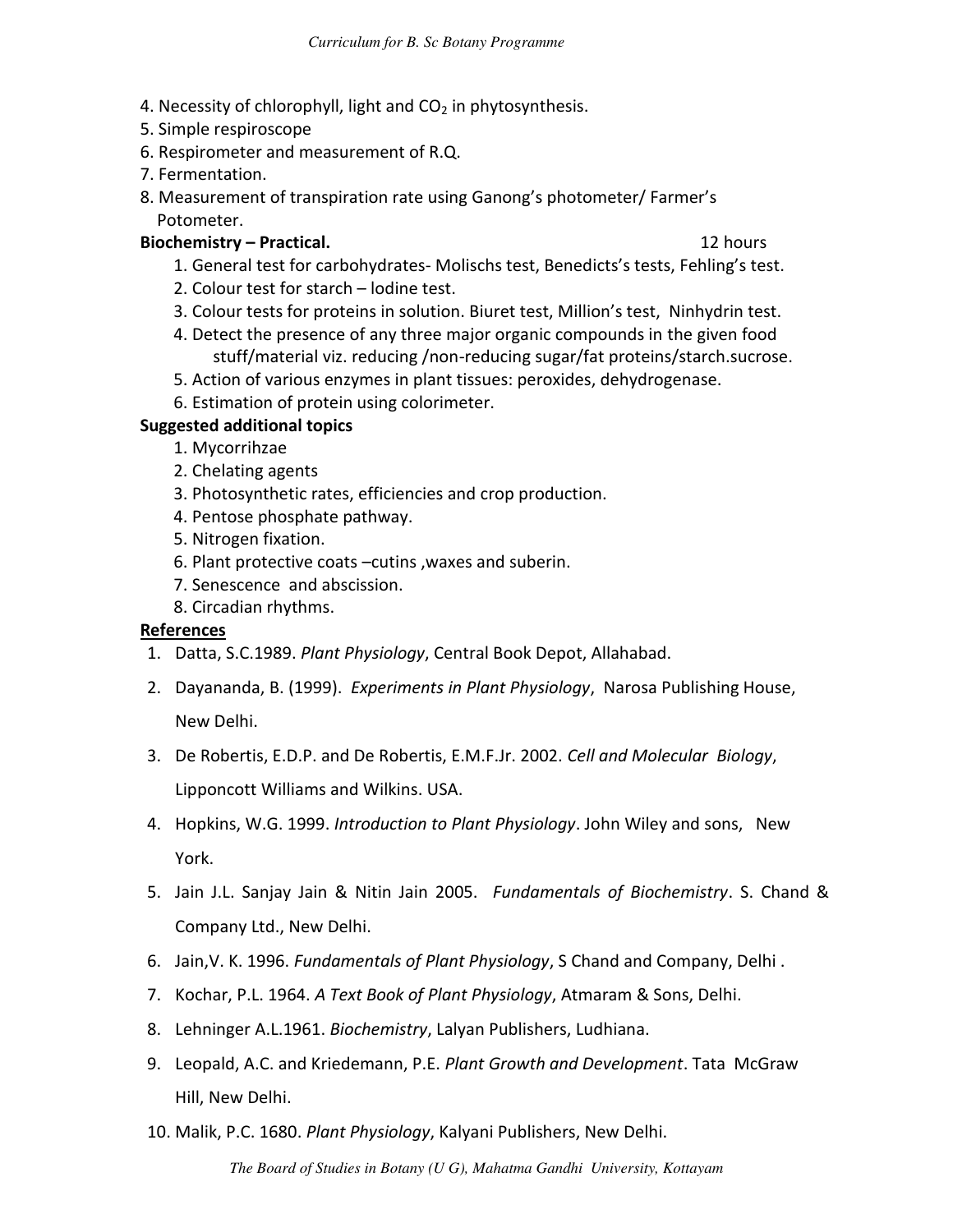4. Necessity of chlorophyll, light and $CO_2$ in phytosynthesis.
5. Simple respiroscope
6. Respirometer and measurement of R.Q.
7. Fermentation.
8. Measurement of transpiration rate using Ganong's photometer/ Farmer's Potometer.

**Biochemistry – Practical.** 12 hours

1. General test for carbohydrates- Molischs test, Benedicts's tests, Fehling's test.
2. Colour test for starch – Iodine test.
3. Colour tests for proteins in solution. Biuret test, Million's test, Ninhydrin test.
4. Detect the presence of any three major organic compounds in the given food stuff/material viz. reducing /non-reducing sugar/fat proteins/starch.sucrose.
5. Action of various enzymes in plant tissues: peroxides, dehydrogenase.
6. Estimation of protein using colorimeter.

**Suggested additional topics**

1. Mycorrihzae
2. Chelating agents
3. Photosynthetic rates, efficiencies and crop production.
4. Pentose phosphate pathway.
5. Nitrogen fixation.
6. Plant protective coats –cutins ,waxes and suberin.
7. Senescence and abscission.
8. Circadian rhythms.

**References**

1. Datta, S.C.1989. *Plant Physiology*, Central Book Depot, Allahabad.
2. Dayananda, B. (1999). *Experiments in Plant Physiology*, Narosa Publishing House, New Delhi.
3. De Robertis, E.D.P. and De Robertis, E.M.F.Jr. 2002. *Cell and Molecular Biology*, Lipponcott Williams and Wilkins. USA.
4. Hopkins, W.G. 1999. *Introduction to Plant Physiology*. John Wiley and sons, New York.
5. Jain J.L. Sanjay Jain & Nitin Jain 2005. *Fundamentals of Biochemistry*. S. Chand & Company Ltd., New Delhi.
6. Jain,V. K. 1996. *Fundamentals of Plant Physiology*, S Chand and Company, Delhi .
7. Kochar, P.L. 1964. *A Text Book of Plant Physiology*, Atmaram & Sons, Delhi.
8. Lehninger A.L.1961. *Biochemistry*, Lalyan Publishers, Ludhiana.
9. Leopald, A.C. and Kriedemann, P.E. *Plant Growth and Development*. Tata McGraw Hill, New Delhi.
10. Malik, P.C. 1680. *Plant Physiology*, Kalyani Publishers, New Delhi.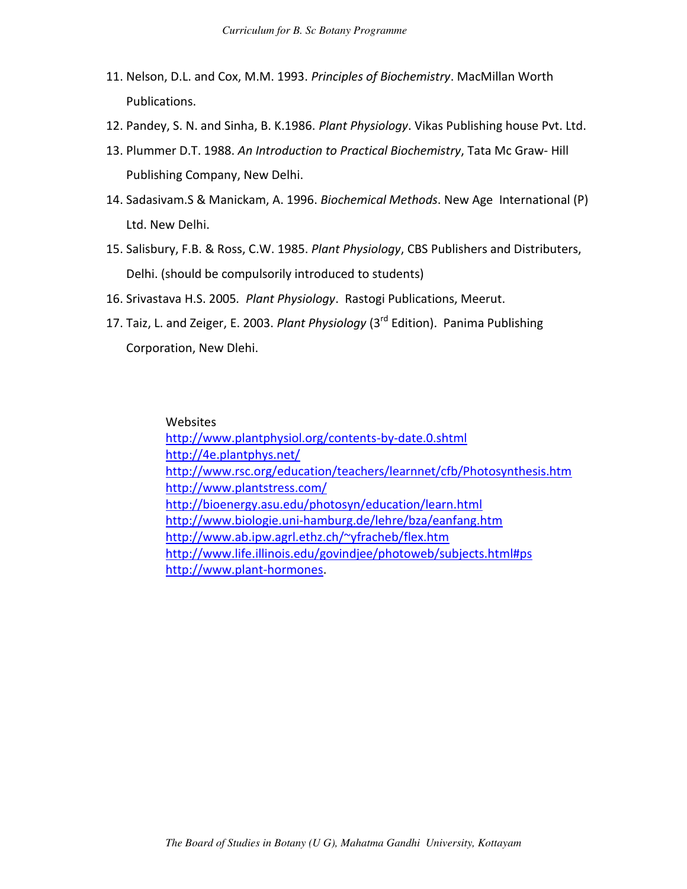11. Nelson, D.L. and Cox, M.M. 1993. *Principles of Biochemistry*. MacMillan Worth Publications.
12. Pandey, S. N. and Sinha, B. K.1986. *Plant Physiology*. Vikas Publishing house Pvt. Ltd.
13. Plummer D.T. 1988. *An Introduction to Practical Biochemistry*, Tata Mc Graw- Hill Publishing Company, New Delhi.
14. Sadasivam.S & Manickam, A. 1996. *Biochemical Methods*. New Age International (P) Ltd. New Delhi.
15. Salisbury, F.B. & Ross, C.W. 1985. *Plant Physiology*, CBS Publishers and Distributers, Delhi. (should be compulsorily introduced to students)
16. Srivastava H.S. 2005. *Plant Physiology*. Rastogi Publications, Meerut.
17. Taiz, L. and Zeiger, E. 2003. *Plant Physiology* (3rd Edition). Panima Publishing Corporation, New Dlehi.

Websites

http://www.plantphysiol.org/contents-by-date.0.shtml
http://4e.plantphys.net/
http://www.rsc.org/education/teachers/learnnet/cfb/Photosynthesis.htm
http://www.plantstress.com/
http://bioenergy.asu.edu/photosyn/education/learn.html
http://www.biologie.uni-hamburg.de/lehre/bza/eanfang.htm
http://www.ab.ipw.agrl.ethz.ch/~yfracheb/flex.htm
http://www.life.illinois.edu/govindjee/photoweb/subjects.html#ps
http://www.plant-hormones.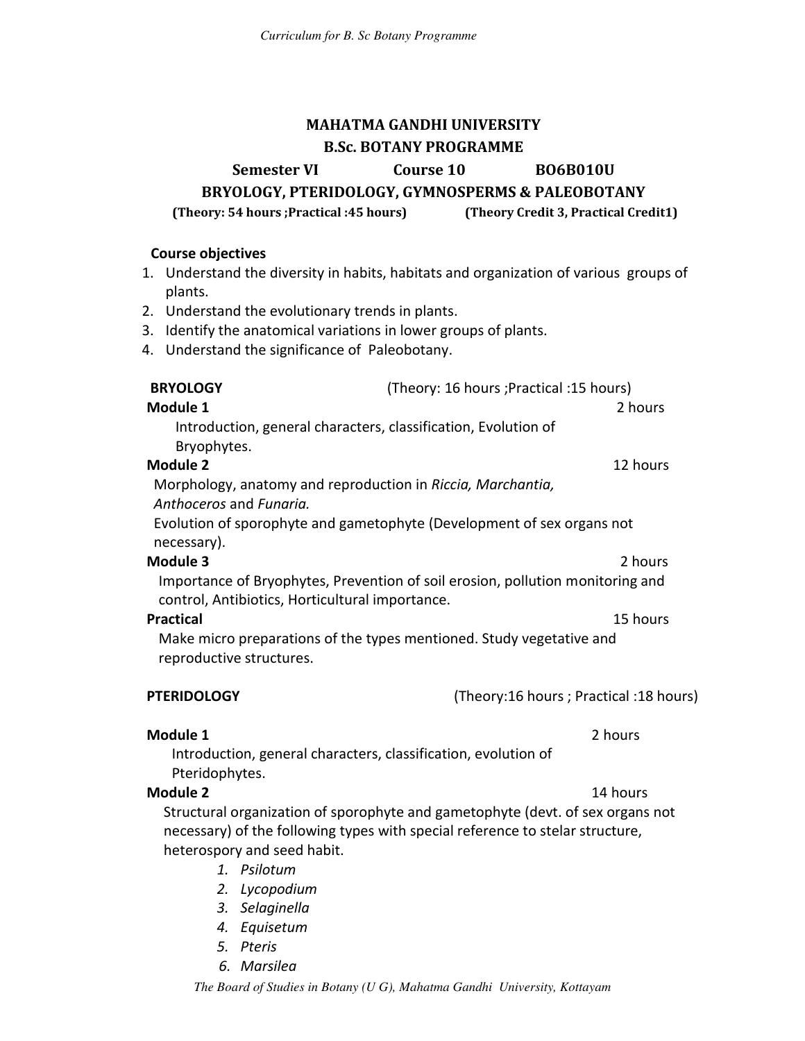# MAHATMA GANDHI UNIVERSITY

## B.Sc. BOTANY PROGRAMME

**Semester VI Course 10 BO6B010U**

**BRYOLOGY, PTERIDOLOGY, GYMNOSPERMS & PALEOBOTANY**

**(Theory: 54 hours ;Practical :45 hours) (Theory Credit 3, Practical Credit1)**

**Course objectives**

1. Understand the diversity in habits, habitats and organization of various groups of plants.
2. Understand the evolutionary trends in plants.
3. Identify the anatomical variations in lower groups of plants.
4. Understand the significance of Paleobotany.

**BRYOLOGY** (Theory: 16 hours ;Practical :15 hours)

**Module 1** 2 hours

Introduction, general characters, classification, Evolution of Bryophytes.

**Module 2** 12 hours

Morphology, anatomy and reproduction in *Riccia, Marchantia, Anthoceros* and *Funaria.*

Evolution of sporophyte and gametophyte (Development of sex organs not necessary).

**Module 3** 2 hours

Importance of Bryophytes, Prevention of soil erosion, pollution monitoring and control, Antibiotics, Horticultural importance.

**Practical** 15 hours

Make micro preparations of the types mentioned. Study vegetative and reproductive structures.

**PTERIDOLOGY** (Theory:16 hours ; Practical :18 hours)

**Module 1** 2 hours

Introduction, general characters, classification, evolution of Pteridophytes.

**Module 2** 14 hours

Structural organization of sporophyte and gametophyte (devt. of sex organs not necessary) of the following types with special reference to stelar structure, heterospory and seed habit.

1. *Psilotum*
2. *Lycopodium*
3. *Selaginella*
4. *Equisetum*
5. *Pteris*
6. *Marsilea*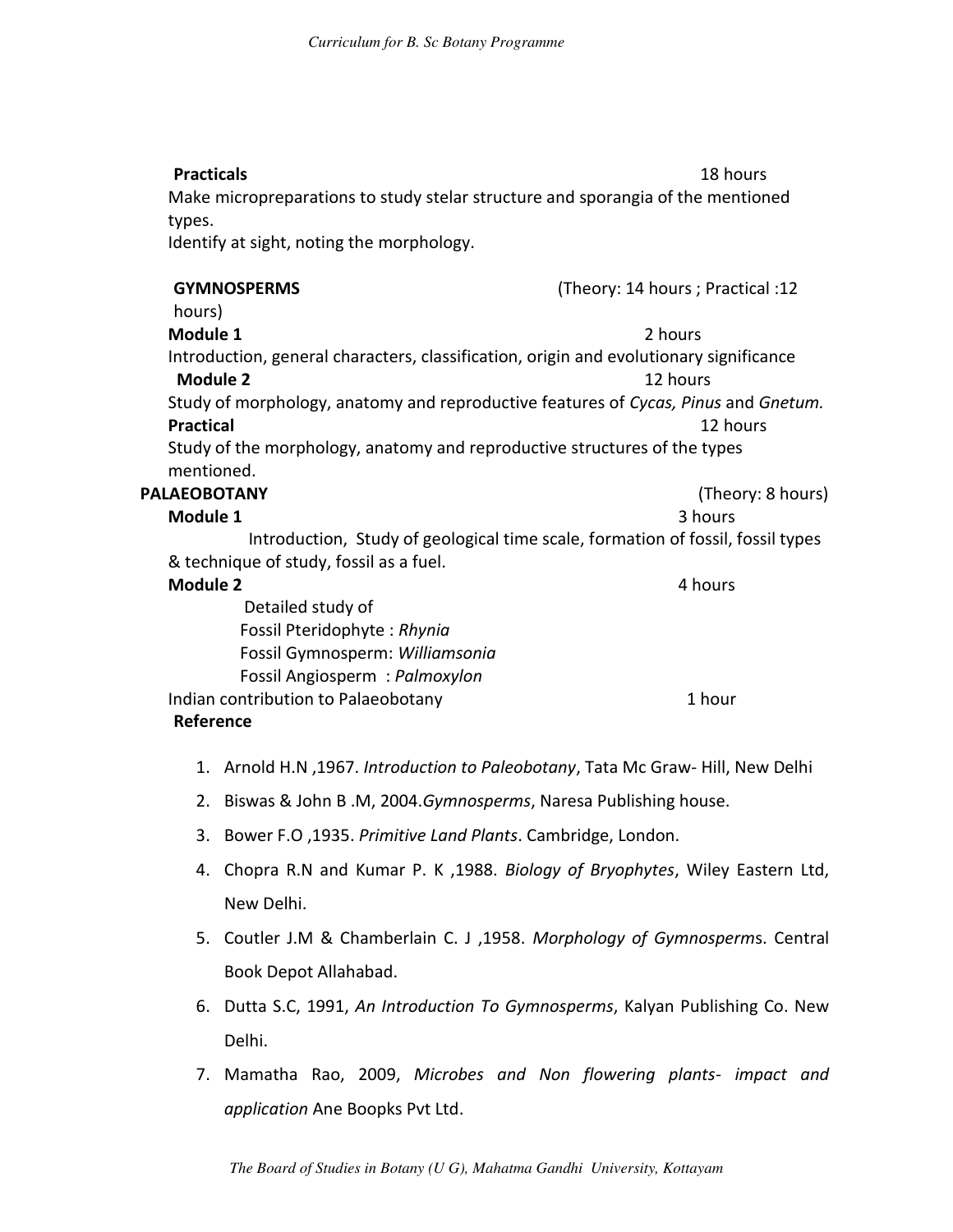**Practicals** 18 hours

Make micropreparations to study stelar structure and sporangia of the mentioned types.

Identify at sight, noting the morphology.

**GYMNOSPERMS** (Theory: 14 hours ; Practical :12 hours)

**Module 1** 2 hours

Introduction, general characters, classification, origin and evolutionary significance

**Module 2** 12 hours

Study of morphology, anatomy and reproductive features of *Cycas, Pinus* and *Gnetum.*

**Practical** 12 hours

Study of the morphology, anatomy and reproductive structures of the types mentioned.

**PALAEOBOTANY** (Theory: 8 hours)

**Module 1** 3 hours

Introduction, Study of geological time scale, formation of fossil, fossil types & technique of study, fossil as a fuel.

**Module 2** 4 hours

Detailed study of

Fossil Pteridophyte : *Rhynia*

Fossil Gymnosperm: *Williamsonia*

Fossil Angiosperm : *Palmoxylon*

Indian contribution to Palaeobotany 1 hour

**Reference**

1. Arnold H.N ,1967. *Introduction to Paleobotany*, Tata Mc Graw- Hill, New Delhi
2. Biswas & John B .M, 2004.*Gymnosperms*, Naresa Publishing house.
3. Bower F.O ,1935. *Primitive Land Plants*. Cambridge, London.
4. Chopra R.N and Kumar P. K ,1988. *Biology of Bryophytes*, Wiley Eastern Ltd, New Delhi.
5. Coutler J.M & Chamberlain C. J ,1958. *Morphology of Gymnosperm*s. Central Book Depot Allahabad.
6. Dutta S.C, 1991, *An Introduction To Gymnosperms*, Kalyan Publishing Co. New Delhi.
7. Mamatha Rao, 2009, *Microbes and Non flowering plants- impact and application* Ane Boopks Pvt Ltd.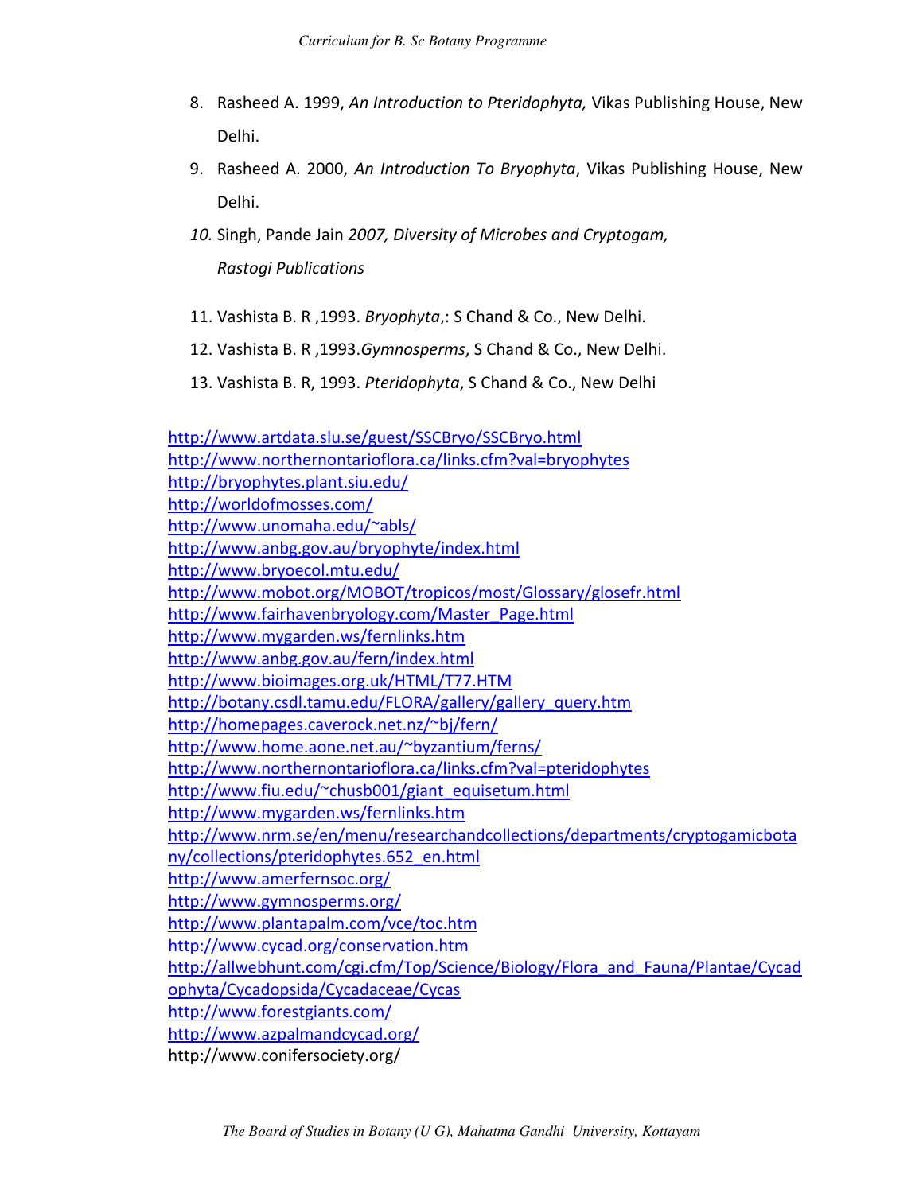8. Rasheed A. 1999, *An Introduction to Pteridophyta,* Vikas Publishing House, New Delhi.
9. Rasheed A. 2000, *An Introduction To Bryophyta*, Vikas Publishing House, New Delhi.
10. Singh, Pande Jain *2007, Diversity of Microbes and Cryptogam, Rastogi Publications*
11. Vashista B. R ,1993. *Bryophyta*,: S Chand & Co., New Delhi.
12. Vashista B. R ,1993.*Gymnosperms*, S Chand & Co., New Delhi.
13. Vashista B. R, 1993. *Pteridophyta*, S Chand & Co., New Delhi

http://www.artdata.slu.se/guest/SSCBryo/SSCBryo.html
http://www.northernontarioflora.ca/links.cfm?val=bryophytes
http://bryophytes.plant.siu.edu/
http://worldofmosses.com/
http://www.unomaha.edu/~abls/
http://www.anbg.gov.au/bryophyte/index.html
http://www.bryoecol.mtu.edu/
http://www.mobot.org/MOBOT/tropicos/most/Glossary/glosefr.html
http://www.fairhavenbryology.com/Master_Page.html
http://www.mygarden.ws/fernlinks.htm
http://www.anbg.gov.au/fern/index.html
http://www.bioimages.org.uk/HTML/T77.HTM
http://botany.csdl.tamu.edu/FLORA/gallery/gallery_query.htm
http://homepages.caverock.net.nz/~bj/fern/
http://www.home.aone.net.au/~byzantium/ferns/
http://www.northernontarioflora.ca/links.cfm?val=pteridophytes
http://www.fiu.edu/~chusb001/giant_equisetum.html
http://www.mygarden.ws/fernlinks.htm
http://www.nrm.se/en/menu/researchandcollections/departments/cryptogamicbotany/collections/pteridophytes.652_en.html
http://www.amerfernsoc.org/
http://www.gymnosperms.org/
http://www.plantapalm.com/vce/toc.htm
http://www.cycad.org/conservation.htm
http://allwebhunt.com/cgi.cfm/Top/Science/Biology/Flora_and_Fauna/Plantae/Cycadophyta/Cycadopsida/Cycadaceae/Cycas
http://www.forestgiants.com/
http://www.azpalmandcycad.org/
http://www.conifersociety.org/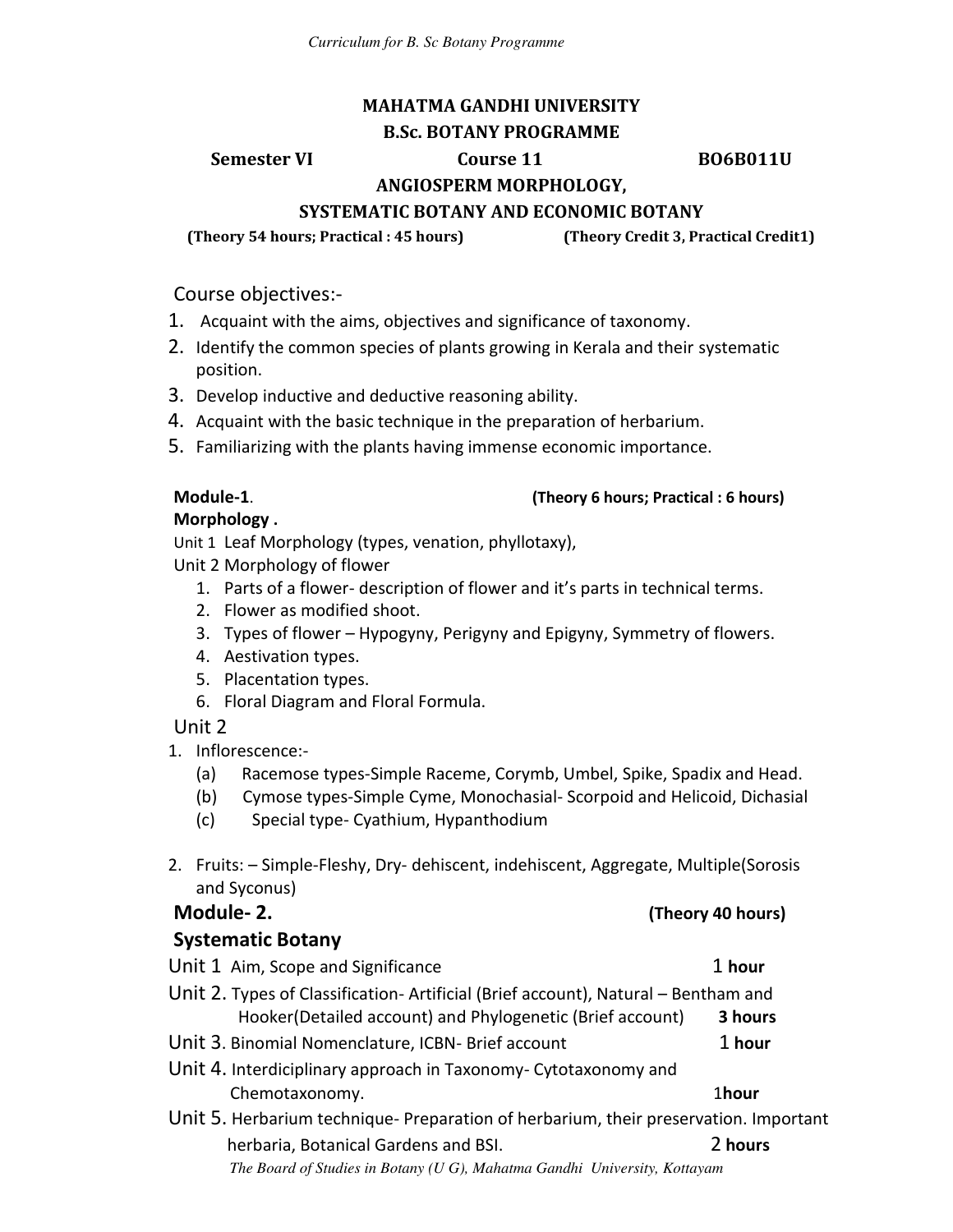## MAHATMA GANDHI UNIVERSITY
## B.Sc. BOTANY PROGRAMME

**Semester VI** **Course 11** **BO6B011U**

## ANGIOSPERM MORPHOLOGY,
## SYSTEMATIC BOTANY AND ECONOMIC BOTANY

**(Theory 54 hours; Practical : 45 hours)** **(Theory Credit 3, Practical Credit1)**

Course objectives:-

1. Acquaint with the aims, objectives and significance of taxonomy.
2. Identify the common species of plants growing in Kerala and their systematic position.
3. Develop inductive and deductive reasoning ability.
4. Acquaint with the basic technique in the preparation of herbarium.
5. Familiarizing with the plants having immense economic importance.

**Module-1**. **(Theory 6 hours; Practical : 6 hours)**

**Morphology .**

Unit 1 Leaf Morphology (types, venation, phyllotaxy),

Unit 2 Morphology of flower

1. Parts of a flower- description of flower and it's parts in technical terms.
2. Flower as modified shoot.
3. Types of flower – Hypogyny, Perigyny and Epigyny, Symmetry of flowers.
4. Aestivation types.
5. Placentation types.
6. Floral Diagram and Floral Formula.

Unit 2

1. Inflorescence:-
   (a) Racemose types-Simple Raceme, Corymb, Umbel, Spike, Spadix and Head.
   (b) Cymose types-Simple Cyme, Monochasial- Scorpoid and Helicoid, Dichasial
   (c) Special type- Cyathium, Hypanthodium

2. Fruits: – Simple-Fleshy, Dry- dehiscent, indehiscent, Aggregate, Multiple(Sorosis and Syconus)

**Module- 2.** **(Theory 40 hours)**

**Systematic Botany**

Unit 1 Aim, Scope and Significance **1 hour**

Unit 2. Types of Classification- Artificial (Brief account), Natural – Bentham and Hooker(Detailed account) and Phylogenetic (Brief account) **3 hours**

Unit 3. Binomial Nomenclature, ICBN- Brief account **1 hour**

Unit 4. Interdiciplinary approach in Taxonomy- Cytotaxonomy and Chemotaxonomy. **1hour**

Unit 5. Herbarium technique- Preparation of herbarium, their preservation. Important herbaria, Botanical Gardens and BSI. **2 hours**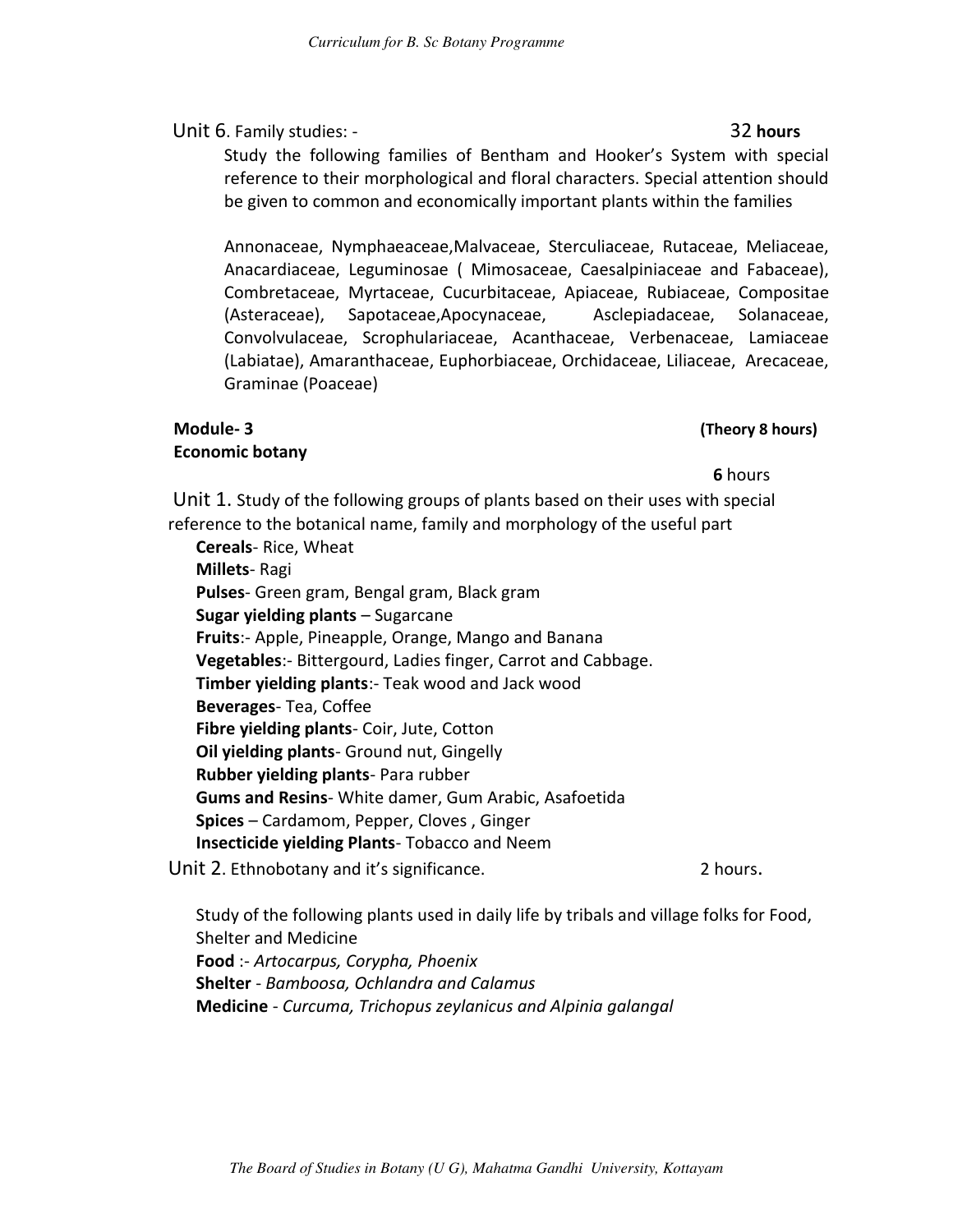Unit 6. Family studies: - **32 hours**

Study the following families of Bentham and Hooker's System with special reference to their morphological and floral characters. Special attention should be given to common and economically important plants within the families

Annonaceae, Nymphaeaceae,Malvaceae, Sterculiaceae, Rutaceae, Meliaceae, Anacardiaceae, Leguminosae ( Mimosaceae, Caesalpiniaceae and Fabaceae), Combretaceae, Myrtaceae, Cucurbitaceae, Apiaceae, Rubiaceae, Compositae (Asteraceae), Sapotaceae,Apocynaceae, Asclepiadaceae, Solanaceae, Convolvulaceae, Scrophulariaceae, Acanthaceae, Verbenaceae, Lamiaceae (Labiatae), Amaranthaceae, Euphorbiaceae, Orchidaceae, Liliaceae, Arecaceae, Graminae (Poaceae)

**Module- 3** **(Theory 8 hours)**

**Economic botany**

**6** hours

Unit 1. Study of the following groups of plants based on their uses with special reference to the botanical name, family and morphology of the useful part

- **Cereals**- Rice, Wheat
- **Millets**- Ragi
- **Pulses**- Green gram, Bengal gram, Black gram
- **Sugar yielding plants** – Sugarcane
- **Fruits**:- Apple, Pineapple, Orange, Mango and Banana
- **Vegetables**:- Bittergourd, Ladies finger, Carrot and Cabbage.
- **Timber yielding plants**:- Teak wood and Jack wood
- **Beverages**- Tea, Coffee
- **Fibre yielding plants**- Coir, Jute, Cotton
- **Oil yielding plants**- Ground nut, Gingelly
- **Rubber yielding plants**- Para rubber
- **Gums and Resins**- White damer, Gum Arabic, Asafoetida
- **Spices** – Cardamom, Pepper, Cloves , Ginger
- **Insecticide yielding Plants**- Tobacco and Neem

Unit 2. Ethnobotany and it's significance. 2 hours.

Study of the following plants used in daily life by tribals and village folks for Food, Shelter and Medicine

- **Food** :- *Artocarpus, Corypha, Phoenix*
- **Shelter** - *Bamboosa, Ochlandra and Calamus*
- **Medicine** - *Curcuma, Trichopus zeylanicus and Alpinia galangal*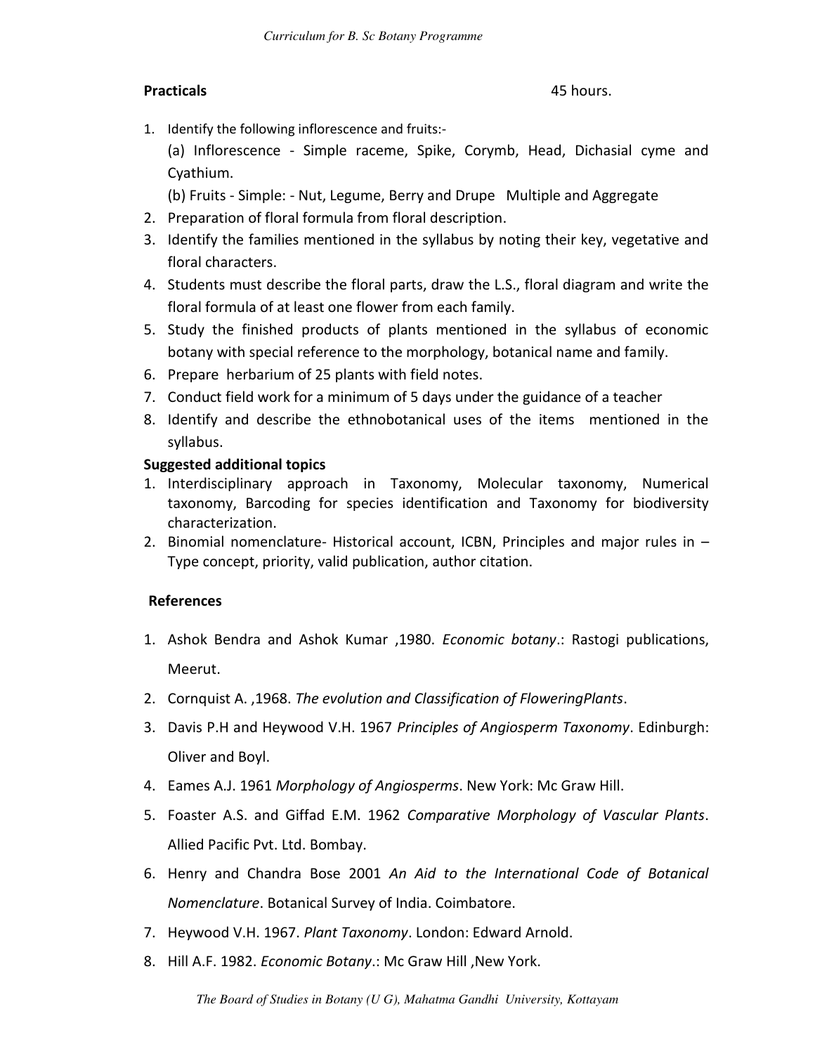**Practicals** 45 hours.

1. Identify the following inflorescence and fruits:-

   (a) Inflorescence - Simple raceme, Spike, Corymb, Head, Dichasial cyme and Cyathium.

   (b) Fruits - Simple: - Nut, Legume, Berry and Drupe Multiple and Aggregate
2. Preparation of floral formula from floral description.
3. Identify the families mentioned in the syllabus by noting their key, vegetative and floral characters.
4. Students must describe the floral parts, draw the L.S., floral diagram and write the floral formula of at least one flower from each family.
5. Study the finished products of plants mentioned in the syllabus of economic botany with special reference to the morphology, botanical name and family.
6. Prepare herbarium of 25 plants with field notes.
7. Conduct field work for a minimum of 5 days under the guidance of a teacher
8. Identify and describe the ethnobotanical uses of the items mentioned in the syllabus.

**Suggested additional topics**

1. Interdisciplinary approach in Taxonomy, Molecular taxonomy, Numerical taxonomy, Barcoding for species identification and Taxonomy for biodiversity characterization.
2. Binomial nomenclature- Historical account, ICBN, Principles and major rules in – Type concept, priority, valid publication, author citation.

**References**

1. Ashok Bendra and Ashok Kumar ,1980. *Economic botany*.: Rastogi publications, Meerut.
2. Cornquist A. ,1968. *The evolution and Classification of FloweringPlants*.
3. Davis P.H and Heywood V.H. 1967 *Principles of Angiosperm Taxonomy*. Edinburgh: Oliver and Boyl.
4. Eames A.J. 1961 *Morphology of Angiosperms*. New York: Mc Graw Hill.
5. Foaster A.S. and Giffad E.M. 1962 *Comparative Morphology of Vascular Plants*. Allied Pacific Pvt. Ltd. Bombay.
6. Henry and Chandra Bose 2001 *An Aid to the International Code of Botanical Nomenclature*. Botanical Survey of India. Coimbatore.
7. Heywood V.H. 1967. *Plant Taxonomy*. London: Edward Arnold.
8. Hill A.F. 1982. *Economic Botany*.: Mc Graw Hill ,New York.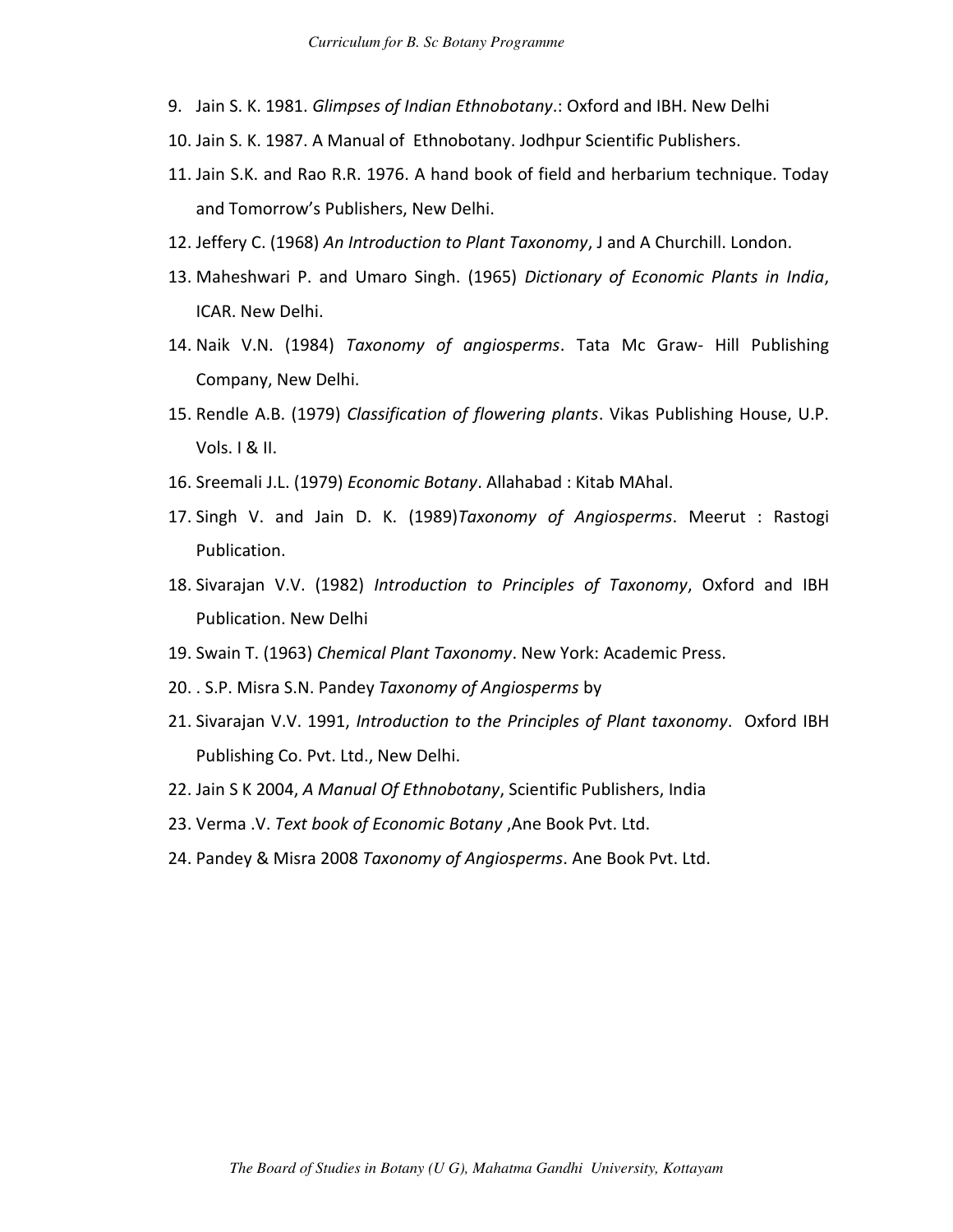9. Jain S. K. 1981. *Glimpses of Indian Ethnobotany*.: Oxford and IBH. New Delhi
10. Jain S. K. 1987. A Manual of Ethnobotany. Jodhpur Scientific Publishers.
11. Jain S.K. and Rao R.R. 1976. A hand book of field and herbarium technique. Today and Tomorrow's Publishers, New Delhi.
12. Jeffery C. (1968) *An Introduction to Plant Taxonomy*, J and A Churchill. London.
13. Maheshwari P. and Umaro Singh. (1965) *Dictionary of Economic Plants in India*, ICAR. New Delhi.
14. Naik V.N. (1984) *Taxonomy of angiosperms*. Tata Mc Graw- Hill Publishing Company, New Delhi.
15. Rendle A.B. (1979) *Classification of flowering plants*. Vikas Publishing House, U.P. Vols. I & II.
16. Sreemali J.L. (1979) *Economic Botany*. Allahabad : Kitab MAhal.
17. Singh V. and Jain D. K. (1989)*Taxonomy of Angiosperms*. Meerut : Rastogi Publication.
18. Sivarajan V.V. (1982) *Introduction to Principles of Taxonomy*, Oxford and IBH Publication. New Delhi
19. Swain T. (1963) *Chemical Plant Taxonomy*. New York: Academic Press.
20. . S.P. Misra S.N. Pandey *Taxonomy of Angiosperms* by
21. Sivarajan V.V. 1991, *Introduction to the Principles of Plant taxonomy*. Oxford IBH Publishing Co. Pvt. Ltd., New Delhi.
22. Jain S K 2004, *A Manual Of Ethnobotany*, Scientific Publishers, India
23. Verma .V. *Text book of Economic Botany* ,Ane Book Pvt. Ltd.
24. Pandey & Misra 2008 *Taxonomy of Angiosperms*. Ane Book Pvt. Ltd.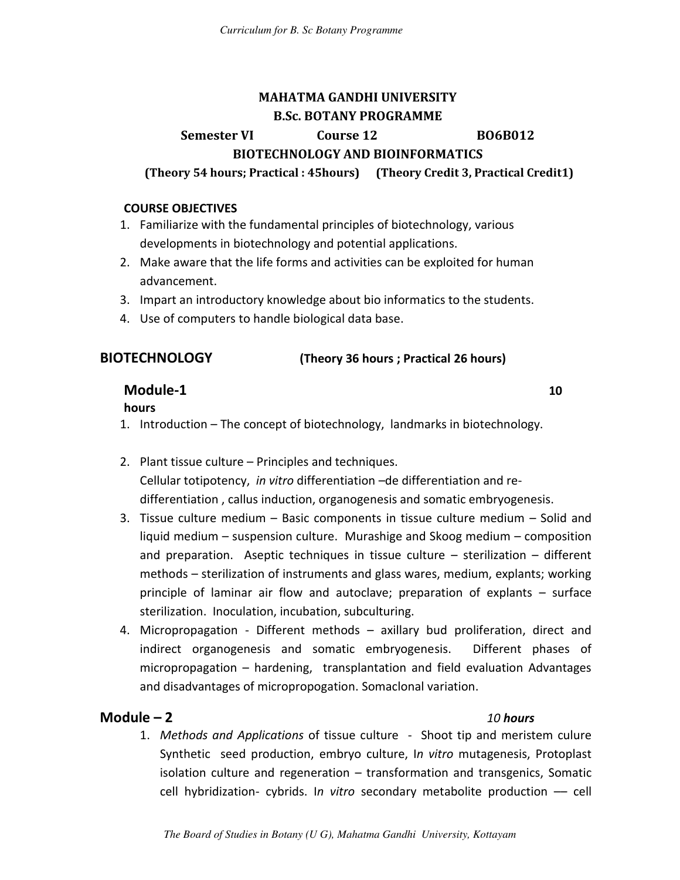**MAHATMA GANDHI UNIVERSITY**

**B.Sc. BOTANY PROGRAMME**

**Semester VI Course 12 BO6B012**

**BIOTECHNOLOGY AND BIOINFORMATICS**

**(Theory 54 hours; Practical : 45hours) (Theory Credit 3, Practical Credit1)**

**COURSE OBJECTIVES**

1. Familiarize with the fundamental principles of biotechnology, various developments in biotechnology and potential applications.
2. Make aware that the life forms and activities can be exploited for human advancement.
3. Impart an introductory knowledge about bio informatics to the students.
4. Use of computers to handle biological data base.

## BIOTECHNOLOGY (Theory 36 hours ; Practical 26 hours)

### Module-1 10 hours

1. Introduction – The concept of biotechnology, landmarks in biotechnology.
2. Plant tissue culture – Principles and techniques.
   Cellular totipotency, *in vitro* differentiation –de differentiation and re-differentiation , callus induction, organogenesis and somatic embryogenesis.
3. Tissue culture medium – Basic components in tissue culture medium – Solid and liquid medium – suspension culture. Murashige and Skoog medium – composition and preparation. Aseptic techniques in tissue culture – sterilization – different methods – sterilization of instruments and glass wares, medium, explants; working principle of laminar air flow and autoclave; preparation of explants – surface sterilization. Inoculation, incubation, subculturing.
4. Micropropagation - Different methods – axillary bud proliferation, direct and indirect organogenesis and somatic embryogenesis. Different phases of micropropagation – hardening, transplantation and field evaluation Advantages and disadvantages of micropropogation. Somaclonal variation.

### Module – 2 *10 **hours***

1. *Methods and Applications* of tissue culture - Shoot tip and meristem culure Synthetic seed production, embryo culture, I*n vitro* mutagenesis, Protoplast isolation culture and regeneration – transformation and transgenics, Somatic cell hybridization- cybrids. I*n vitro* secondary metabolite production –– cell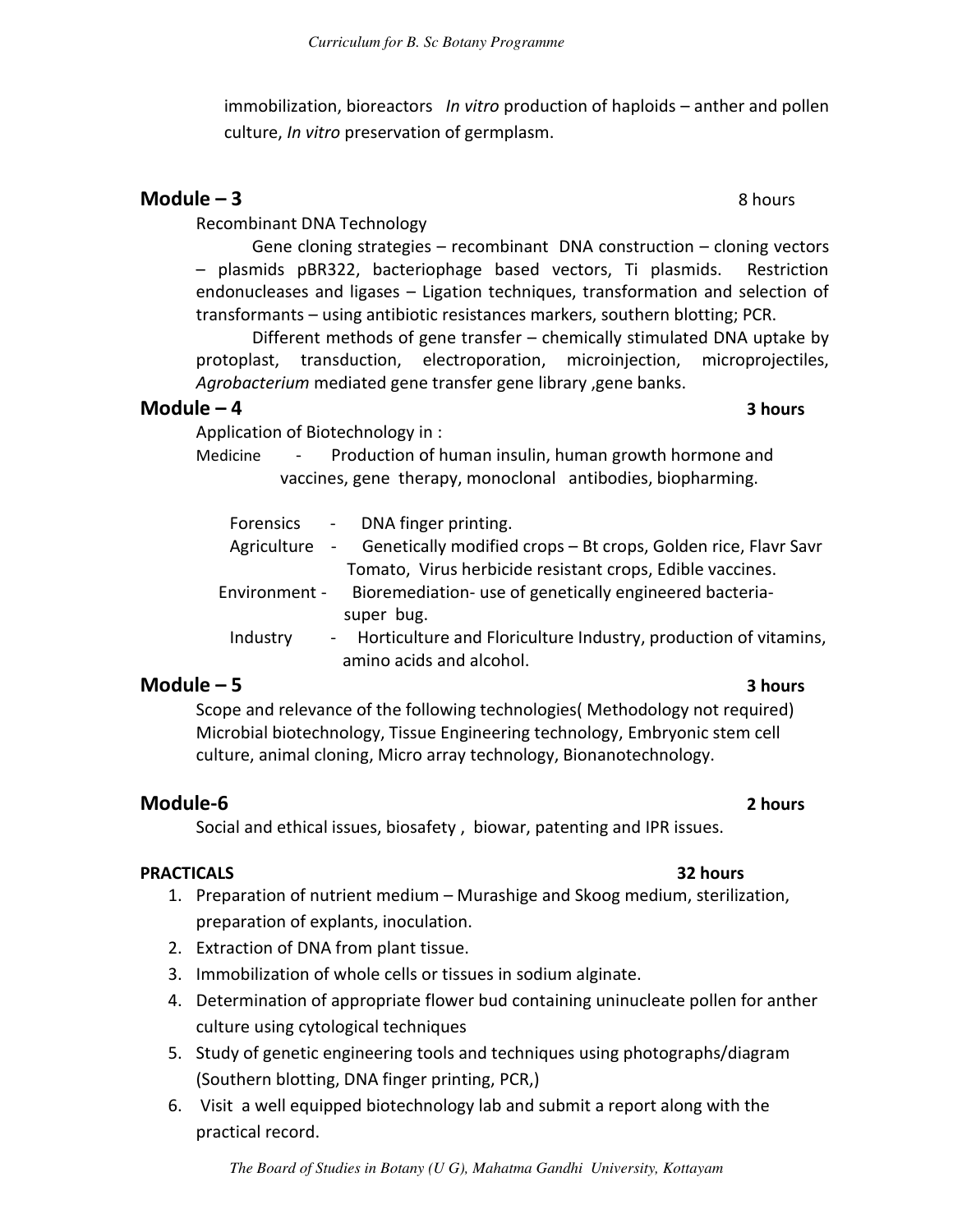immobilization, bioreactors *In vitro* production of haploids – anther and pollen culture, *In vitro* preservation of germplasm.

## Module – 3 — 8 hours

Recombinant DNA Technology

Gene cloning strategies – recombinant DNA construction – cloning vectors – plasmids pBR322, bacteriophage based vectors, Ti plasmids. Restriction endonucleases and ligases – Ligation techniques, transformation and selection of transformants – using antibiotic resistances markers, southern blotting; PCR.

Different methods of gene transfer – chemically stimulated DNA uptake by protoplast, transduction, electroporation, microinjection, microprojectiles, *Agrobacterium* mediated gene transfer gene library ,gene banks.

## Module – 4 — 3 hours

Application of Biotechnology in :

- Medicine - Production of human insulin, human growth hormone and vaccines, gene therapy, monoclonal antibodies, biopharming.
- Forensics - DNA finger printing.
- Agriculture - Genetically modified crops – Bt crops, Golden rice, Flavr Savr Tomato, Virus herbicide resistant crops, Edible vaccines.
- Environment - Bioremediation- use of genetically engineered bacteria- super bug.
- Industry - Horticulture and Floriculture Industry, production of vitamins, amino acids and alcohol.

## Module – 5 — 3 hours

Scope and relevance of the following technologies( Methodology not required) Microbial biotechnology, Tissue Engineering technology, Embryonic stem cell culture, animal cloning, Micro array technology, Bionanotechnology.

## Module-6 — 2 hours

Social and ethical issues, biosafety , biowar, patenting and IPR issues.

**PRACTICALS — 32 hours**

1. Preparation of nutrient medium – Murashige and Skoog medium, sterilization, preparation of explants, inoculation.
2. Extraction of DNA from plant tissue.
3. Immobilization of whole cells or tissues in sodium alginate.
4. Determination of appropriate flower bud containing uninucleate pollen for anther culture using cytological techniques
5. Study of genetic engineering tools and techniques using photographs/diagram (Southern blotting, DNA finger printing, PCR,)
6. Visit a well equipped biotechnology lab and submit a report along with the practical record.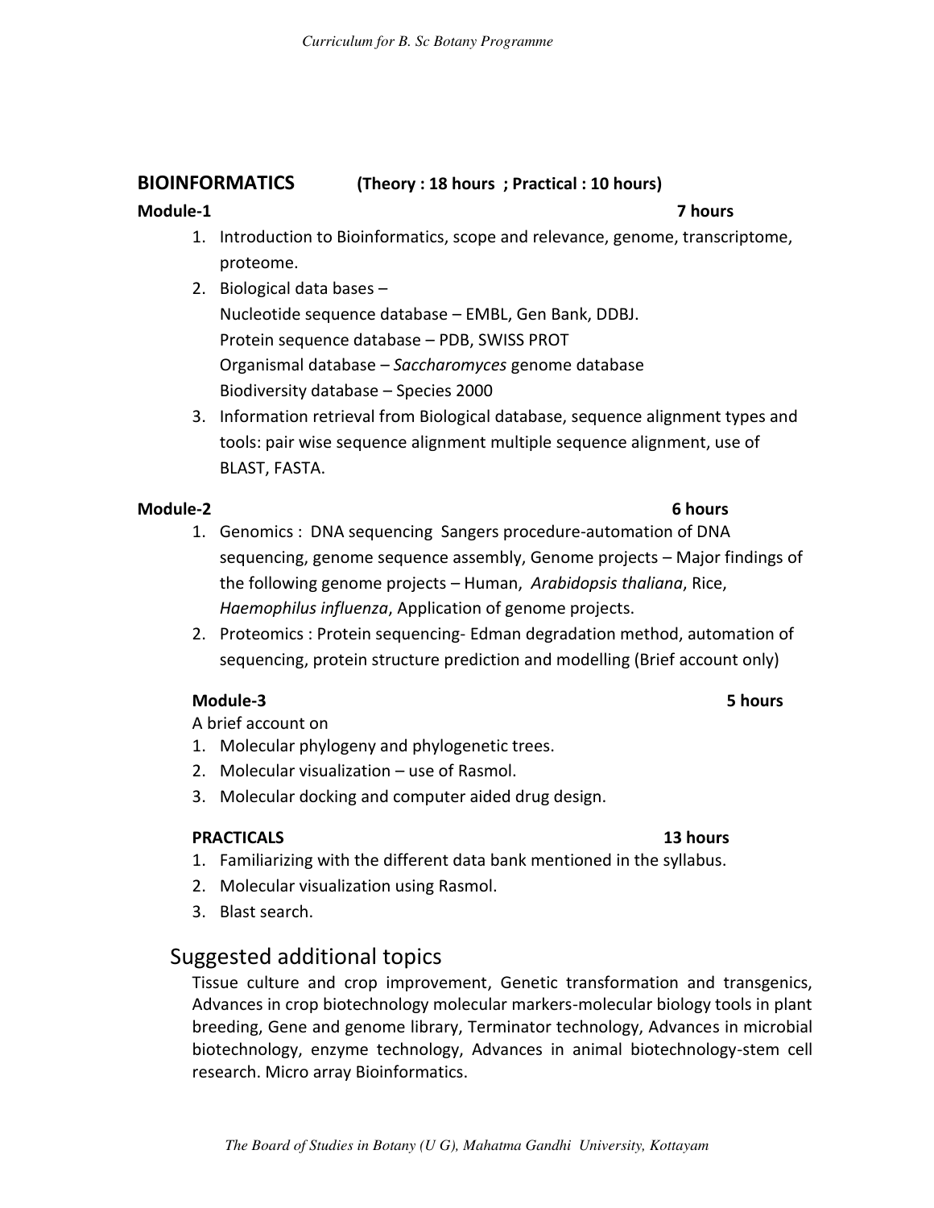## BIOINFORMATICS (Theory : 18 hours ; Practical : 10 hours)

**Module-1** **7 hours**

1. Introduction to Bioinformatics, scope and relevance, genome, transcriptome, proteome.
2. Biological data bases –
   Nucleotide sequence database – EMBL, Gen Bank, DDBJ.
   Protein sequence database – PDB, SWISS PROT
   Organismal database – *Saccharomyces* genome database
   Biodiversity database – Species 2000
3. Information retrieval from Biological database, sequence alignment types and tools: pair wise sequence alignment multiple sequence alignment, use of BLAST, FASTA.

**Module-2** **6 hours**

1. Genomics : DNA sequencing Sangers procedure-automation of DNA sequencing, genome sequence assembly, Genome projects – Major findings of the following genome projects – Human, *Arabidopsis thaliana*, Rice, *Haemophilus influenza*, Application of genome projects.
2. Proteomics : Protein sequencing- Edman degradation method, automation of sequencing, protein structure prediction and modelling (Brief account only)

**Module-3** **5 hours**

A brief account on

1. Molecular phylogeny and phylogenetic trees.
2. Molecular visualization – use of Rasmol.
3. Molecular docking and computer aided drug design.

**PRACTICALS** **13 hours**

1. Familiarizing with the different data bank mentioned in the syllabus.
2. Molecular visualization using Rasmol.
3. Blast search.

## Suggested additional topics

Tissue culture and crop improvement, Genetic transformation and transgenics, Advances in crop biotechnology molecular markers-molecular biology tools in plant breeding, Gene and genome library, Terminator technology, Advances in microbial biotechnology, enzyme technology, Advances in animal biotechnology-stem cell research. Micro array Bioinformatics.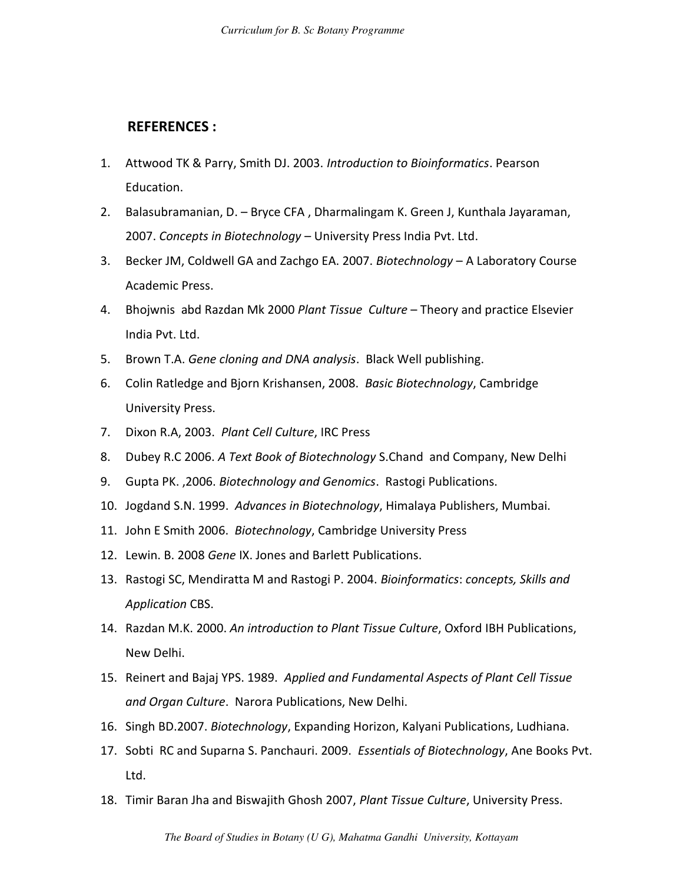## REFERENCES :

1. Attwood TK & Parry, Smith DJ. 2003. *Introduction to Bioinformatics*. Pearson Education.
2. Balasubramanian, D. – Bryce CFA , Dharmalingam K. Green J, Kunthala Jayaraman, 2007. *Concepts in Biotechnology* – University Press India Pvt. Ltd.
3. Becker JM, Coldwell GA and Zachgo EA. 2007. *Biotechnology* – A Laboratory Course Academic Press.
4. Bhojwnis abd Razdan Mk 2000 *Plant Tissue Culture* – Theory and practice Elsevier India Pvt. Ltd.
5. Brown T.A. *Gene cloning and DNA analysis*. Black Well publishing.
6. Colin Ratledge and Bjorn Krishansen, 2008. *Basic Biotechnology*, Cambridge University Press.
7. Dixon R.A, 2003. *Plant Cell Culture*, IRC Press
8. Dubey R.C 2006. *A Text Book of Biotechnology* S.Chand and Company, New Delhi
9. Gupta PK. ,2006. *Biotechnology and Genomics*. Rastogi Publications.
10. Jogdand S.N. 1999. *Advances in Biotechnology*, Himalaya Publishers, Mumbai.
11. John E Smith 2006. *Biotechnology*, Cambridge University Press
12. Lewin. B. 2008 *Gene* IX. Jones and Barlett Publications.
13. Rastogi SC, Mendiratta M and Rastogi P. 2004. *Bioinformatics*: *concepts, Skills and Application* CBS.
14. Razdan M.K. 2000. *An introduction to Plant Tissue Culture*, Oxford IBH Publications, New Delhi.
15. Reinert and Bajaj YPS. 1989. *Applied and Fundamental Aspects of Plant Cell Tissue and Organ Culture*. Narora Publications, New Delhi.
16. Singh BD.2007. *Biotechnology*, Expanding Horizon, Kalyani Publications, Ludhiana.
17. Sobti RC and Suparna S. Panchauri. 2009. *Essentials of Biotechnology*, Ane Books Pvt. Ltd.
18. Timir Baran Jha and Biswajith Ghosh 2007, *Plant Tissue Culture*, University Press.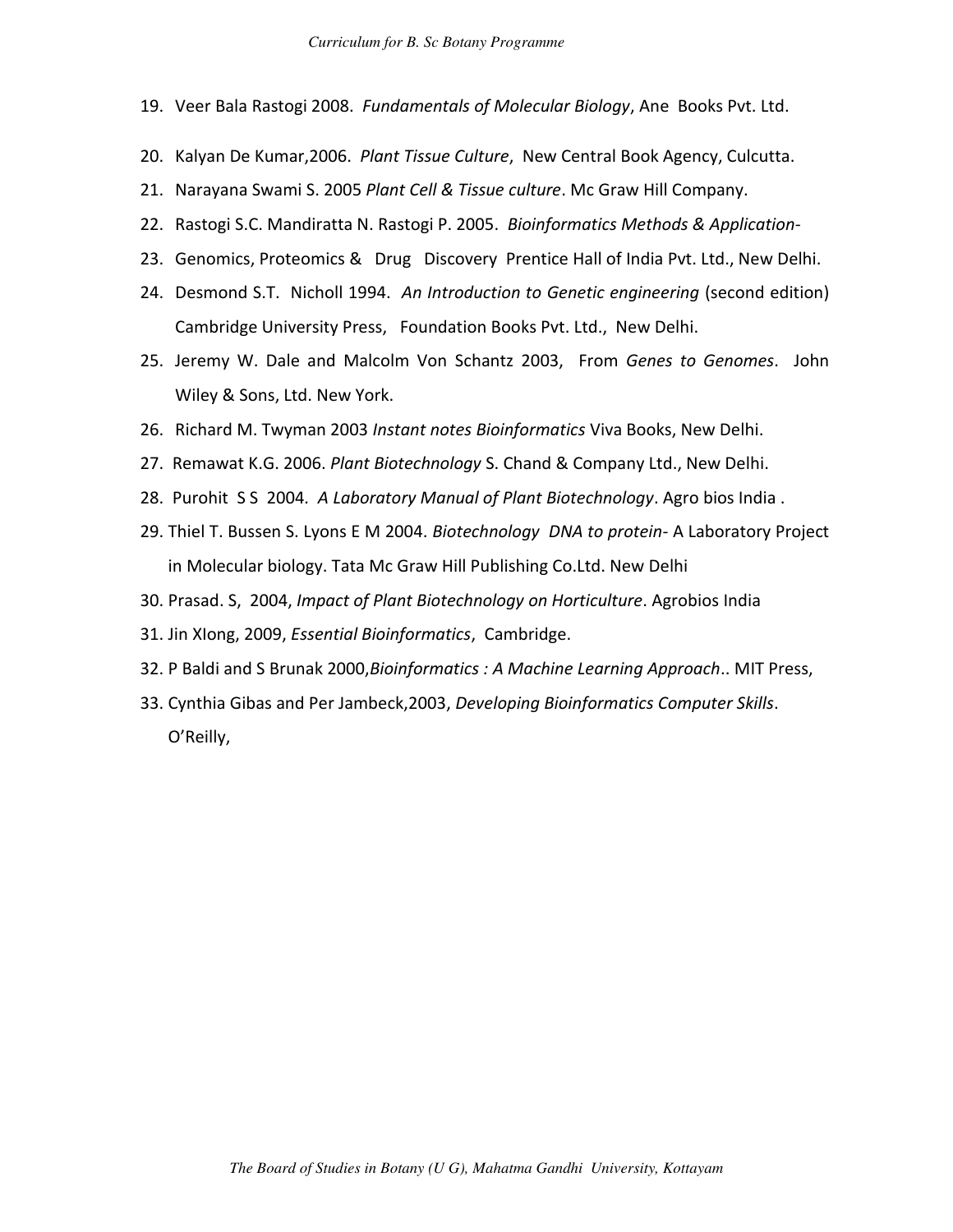19. Veer Bala Rastogi 2008. *Fundamentals of Molecular Biology*, Ane Books Pvt. Ltd.
20. Kalyan De Kumar,2006. *Plant Tissue Culture*, New Central Book Agency, Culcutta.
21. Narayana Swami S. 2005 *Plant Cell & Tissue culture*. Mc Graw Hill Company.
22. Rastogi S.C. Mandiratta N. Rastogi P. 2005. *Bioinformatics Methods & Application-*
23. Genomics, Proteomics & Drug Discovery Prentice Hall of India Pvt. Ltd., New Delhi.
24. Desmond S.T. Nicholl 1994. *An Introduction to Genetic engineering* (second edition) Cambridge University Press, Foundation Books Pvt. Ltd., New Delhi.
25. Jeremy W. Dale and Malcolm Von Schantz 2003, From *Genes to Genomes*. John Wiley & Sons, Ltd. New York.
26. Richard M. Twyman 2003 *Instant notes Bioinformatics* Viva Books, New Delhi.
27. Remawat K.G. 2006. *Plant Biotechnology* S. Chand & Company Ltd., New Delhi.
28. Purohit S S 2004. *A Laboratory Manual of Plant Biotechnology*. Agro bios India .
29. Thiel T. Bussen S. Lyons E M 2004. *Biotechnology DNA to protein-* A Laboratory Project in Molecular biology. Tata Mc Graw Hill Publishing Co.Ltd. New Delhi
30. Prasad. S, 2004, *Impact of Plant Biotechnology on Horticulture*. Agrobios India
31. Jin XIong, 2009, *Essential Bioinformatics*, Cambridge.
32. P Baldi and S Brunak 2000,*Bioinformatics : A Machine Learning Approach*.. MIT Press,
33. Cynthia Gibas and Per Jambeck,2003, *Developing Bioinformatics Computer Skills*. O'Reilly,